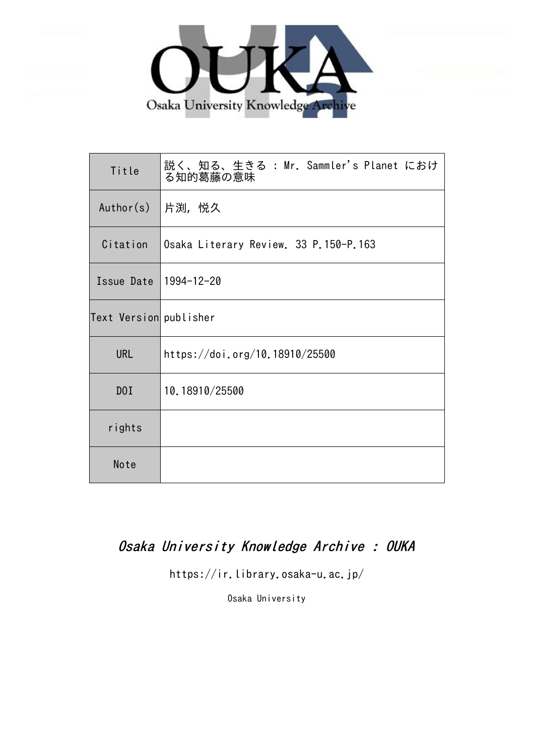Osaka University Knowledge Archive

| Title | 説く、知る、生きる : Mr. Sammler's Planet における知的葛藤の意味 |
|---|---|
| Author(s) | 片渕, 悦久 |
| Citation | Osaka Literary Review. 33 P.150-P.163 |
| Issue Date | 1994-12-20 |
| Text Version | publisher |
| URL | https://doi.org/10.18910/25500 |
| DOI | 10.18910/25500 |
| rights | |
| Note | |

*Osaka University Knowledge Archive : OUKA*

https://ir.library.osaka-u.ac.jp/

Osaka University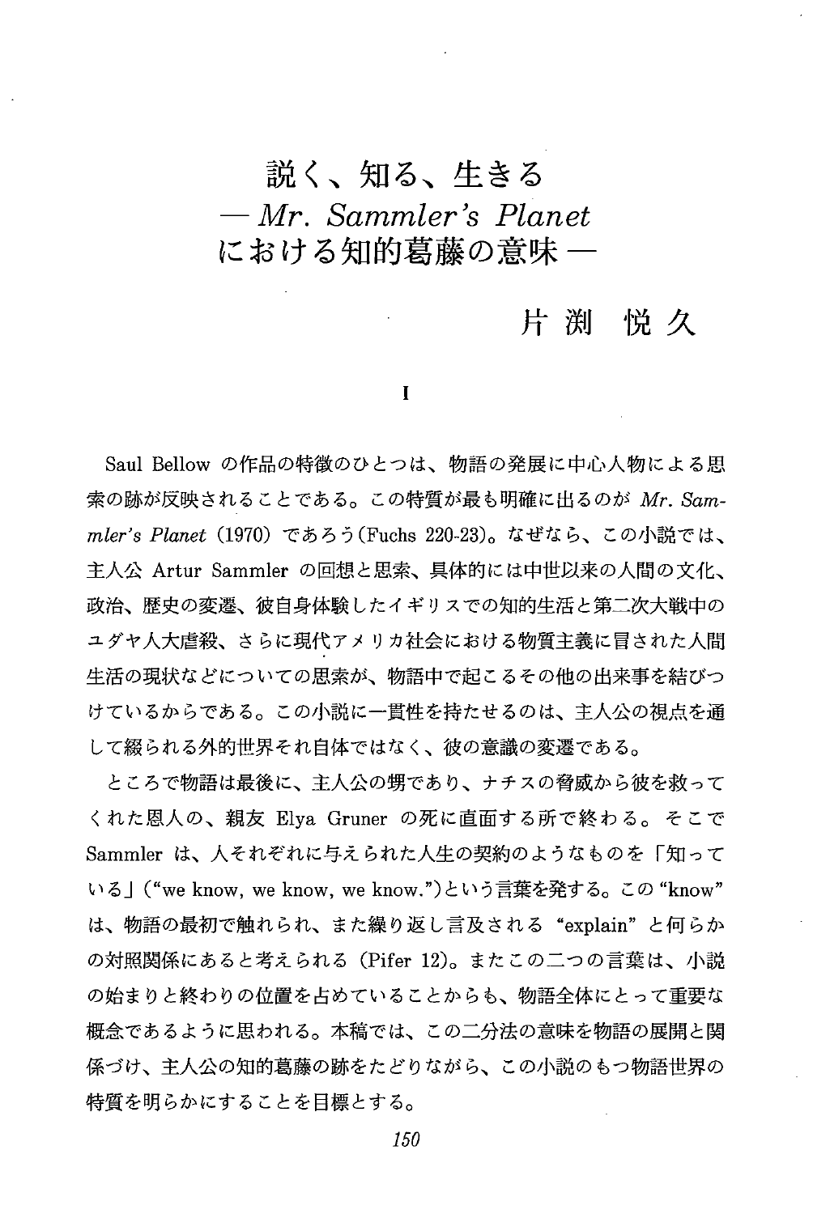# 説く、知る、生きる
## — *Mr. Sammler's Planet* における知的葛藤の意味 —

片渕 悦久

### I

Saul Bellow の作品の特徴のひとつは、物語の発展に中心人物による思索の跡が反映されることである。この特質が最も明確に出るのが *Mr. Sammler's Planet* (1970) であろう(Fuchs 220-23)。なぜなら、この小説では、主人公 Artur Sammler の回想と思索、具体的には中世以来の人間の文化、政治、歴史の変遷、彼自身体験したイギリスでの知的生活と第二次大戦中のユダヤ人大虐殺、さらに現代アメリカ社会における物質主義に冒された人間生活の現状などについての思索が、物語中で起こるその他の出来事を結びつけているからである。この小説に一貫性を持たせるのは、主人公の視点を通して綴られる外的世界それ自体ではなく、彼の意識の変遷である。

ところで物語は最後に、主人公の甥であり、ナチスの脅威から彼を救ってくれた恩人の、親友 Elya Gruner の死に直面する所で終わる。そこで Sammler は、人それぞれに与えられた人生の契約のようなものを「知っている」("we know, we know, we know.")という言葉を発する。この "know" は、物語の最初で触れられ、また繰り返し言及される "explain" と何らかの対照関係にあると考えられる (Pifer 12)。またこの二つの言葉は、小説の始まりと終わりの位置を占めていることからも、物語全体にとって重要な概念であるように思われる。本稿では、この二分法の意味を物語の展開と関係づけ、主人公の知的葛藤の跡をたどりながら、この小説のもつ物語世界の特質を明らかにすることを目標とする。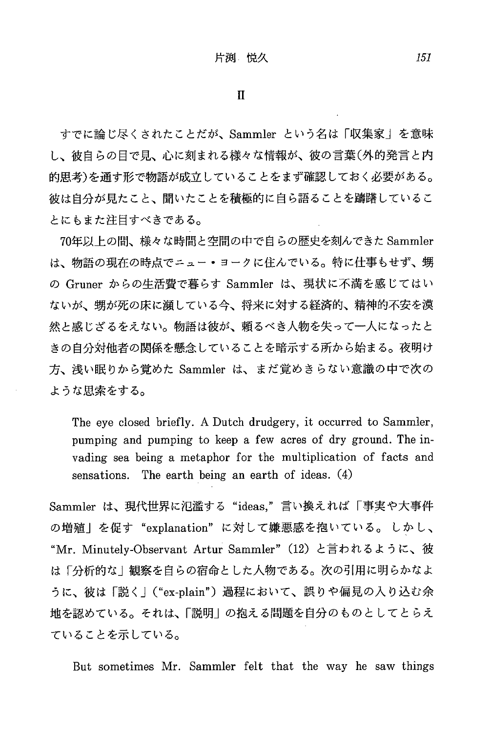## II

すでに論じ尽くされたことだが、Sammler という名は「収集家」を意味し、彼自らの目で見、心に刻まれる様々な情報が、彼の言葉(外的発言と内的思考)を通す形で物語が成立していることをまず確認しておく必要がある。彼は自分が見たこと、聞いたことを積極的に自ら語ることを躊躇していることにもまた注目すべきである。

70年以上の間、様々な時間と空間の中で自らの歴史を刻んできた Sammler は、物語の現在の時点でニュー・ヨークに住んでいる。特に仕事もせず、甥の Gruner からの生活費で暮らす Sammler は、現状に不満を感じてはいないが、甥が死の床に瀕している今、将来に対する経済的、精神的不安を漠然と感じざるをえない。物語は彼が、頼るべき人物を失って一人になったときの自分対他者の関係を懸念していることを暗示する所から始まる。夜明け方、浅い眠りから覚めた Sammler は、まだ覚めきらない意識の中で次のような思索をする。

> The eye closed briefly. A Dutch drudgery, it occurred to Sammler, pumping and pumping to keep a few acres of dry ground. The invading sea being a metaphor for the multiplication of facts and sensations. The earth being an earth of ideas. (4)

Sammler は、現代世界に氾濫する "ideas," 言い換えれば「事実や大事件の増殖」を促す "explanation" に対して嫌悪感を抱いている。しかし、"Mr. Minutely-Observant Artur Sammler" (12) と言われるように、彼は「分析的な」観察を自らの宿命とした人物である。次の引用に明らかなように、彼は「説く」("ex-plain") 過程において、誤りや偏見の入り込む余地を認めている。それは、「説明」の抱える問題を自分のものとしてとらえていることを示している。

> But sometimes Mr. Sammler felt that the way he saw things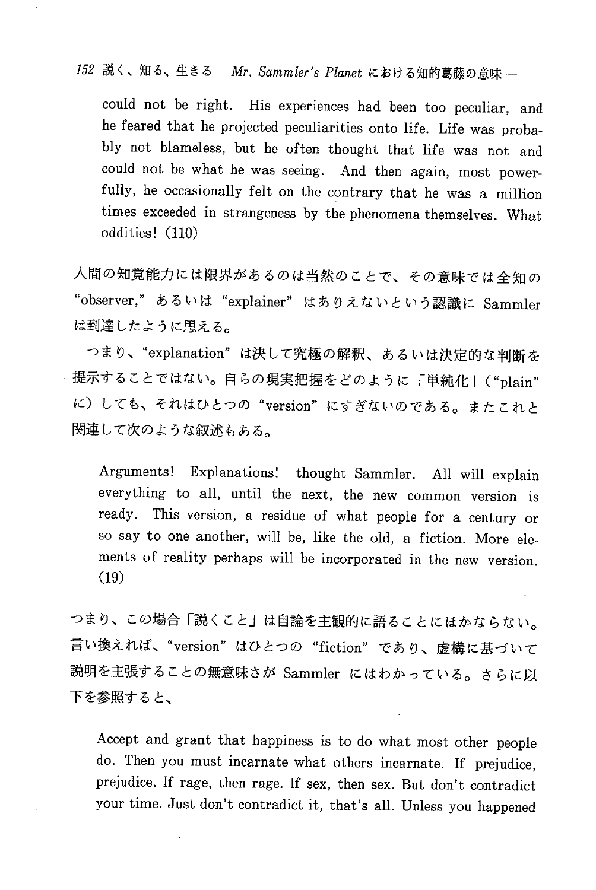> could not be right. His experiences had been too peculiar, and he feared that he projected peculiarities onto life. Life was probably not blameless, but he often thought that life was not and could not be what he was seeing. And then again, most powerfully, he occasionally felt on the contrary that he was a million times exceeded in strangeness by the phenomena themselves. What oddities! (110)

人間の知覚能力には限界があるのは当然のことで、その意味では全知の "observer," あるいは "explainer" はありえないという認識に Sammler は到達したように思える。

つまり、"explanation" は決して究極の解釈、あるいは決定的な判断を提示することではない。自らの現実把握をどのように「単純化」("plain" に）しても、それはひとつの "version" にすぎないのである。またこれと関連して次のような叙述もある。

> Arguments! Explanations! thought Sammler. All will explain everything to all, until the next, the new common version is ready. This version, a residue of what people for a century or so say to one another, will be, like the old, a fiction. More elements of reality perhaps will be incorporated in the new version. (19)

つまり、この場合「説くこと」は自論を主観的に語ることにほかならない。言い換えれば、"version" はひとつの "fiction" であり、虚構に基づいて説明を主張することの無意味さが Sammler にはわかっている。さらに以下を参照すると、

> Accept and grant that happiness is to do what most other people do. Then you must incarnate what others incarnate. If prejudice, prejudice. If rage, then rage. If sex, then sex. But don't contradict your time. Just don't contradict it, that's all. Unless you happened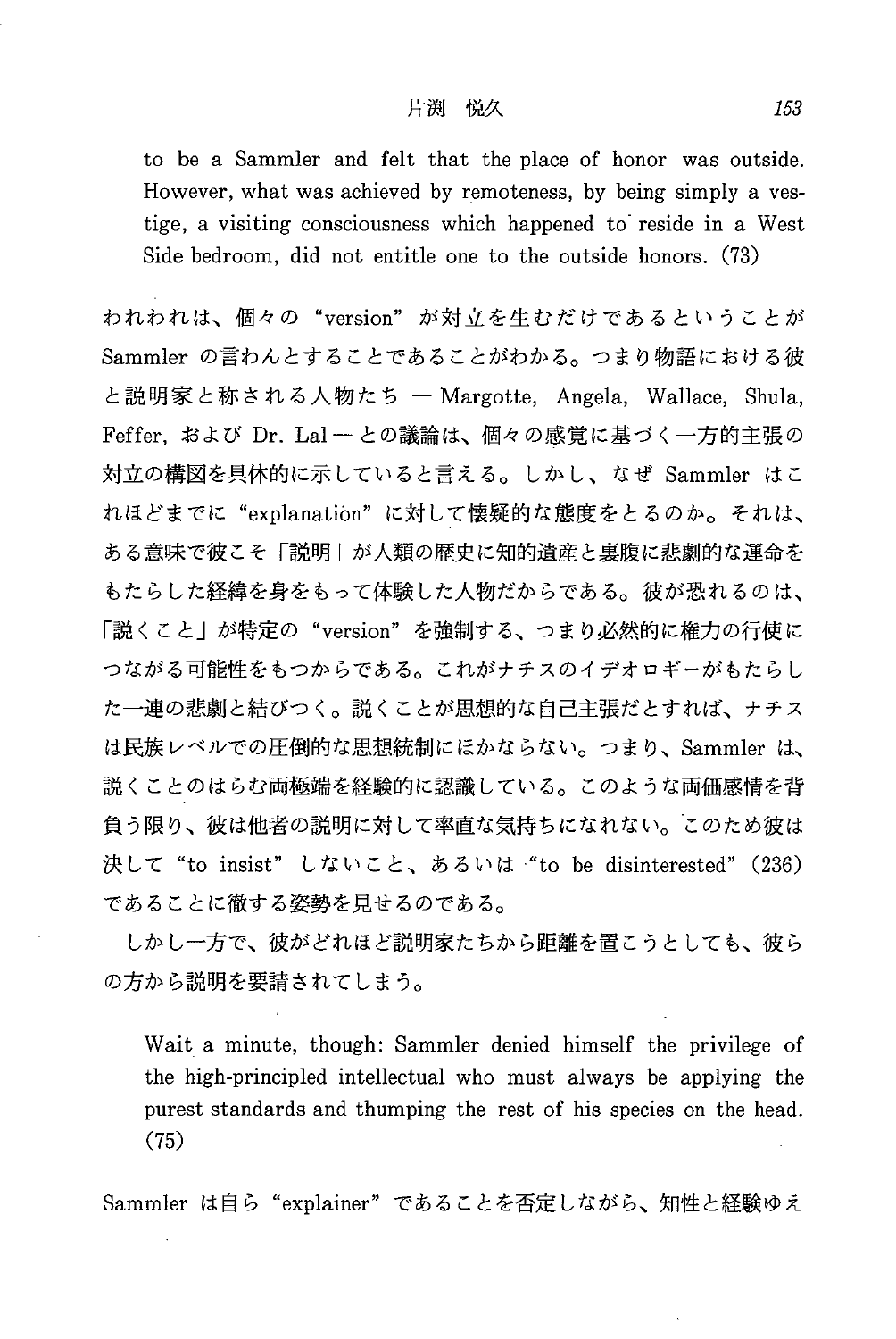> to be a Sammler and felt that the place of honor was outside. However, what was achieved by remoteness, by being simply a vestige, a visiting consciousness which happened to reside in a West Side bedroom, did not entitle one to the outside honors. (73)

われわれは、個々の “version” が対立を生むだけであるということが Sammler の言わんとすることであることがわかる。つまり物語における彼と説明家と称される人物たち ― Margotte, Angela, Wallace, Shula, Feffer, および Dr. Lal ― との議論は、個々の感覚に基づく一方的主張の対立の構図を具体的に示していると言える。しかし、なぜ Sammler はこれほどまでに “explanation” に対して懐疑的な態度をとるのか。それは、ある意味で彼こそ「説明」が人類の歴史に知的遺産と裏腹に悲劇的な運命をもたらした経緯を身をもって体験した人物だからである。彼が恐れるのは、「説くこと」が特定の “version” を強制する、つまり必然的に権力の行使につながる可能性をもつからである。これがナチスのイデオロギーがもたらした一連の悲劇と結びつく。説くことが思想的な自己主張だとすれば、ナチスは民族レベルでの圧倒的な思想統制にほかならない。つまり、Sammler は、説くことのはらむ両極端を経験的に認識している。このような両価感情を背負う限り、彼は他者の説明に対して率直な気持ちになれない。このため彼は決して “to insist” しないこと、あるいは “to be disinterested” (236) であることに徹する姿勢を見せるのである。

しかし一方で、彼がどれほど説明家たちから距離を置こうとしても、彼らの方から説明を要請されてしまう。

> Wait a minute, though: Sammler denied himself the privilege of the high-principled intellectual who must always be applying the purest standards and thumping the rest of his species on the head. (75)

Sammler は自ら “explainer” であることを否定しながら、知性と経験ゆえ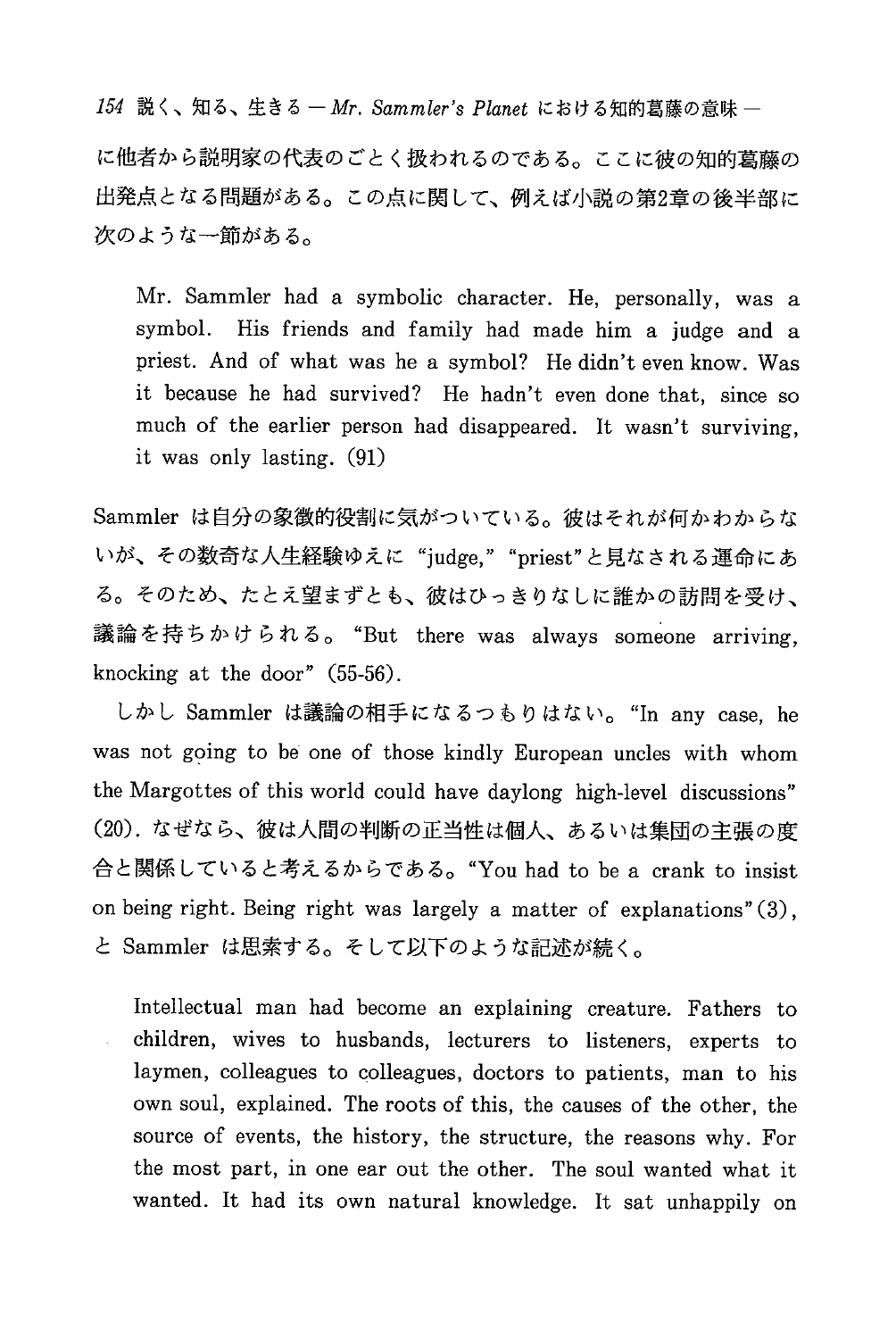に他者から説明家の代表のごとく扱われるのである。ここに彼の知的葛藤の出発点となる問題がある。この点に関して、例えば小説の第2章の後半部に次のような一節がある。

> Mr. Sammler had a symbolic character. He, personally, was a symbol. His friends and family had made him a judge and a priest. And of what was he a symbol? He didn't even know. Was it because he had survived? He hadn't even done that, since so much of the earlier person had disappeared. It wasn't surviving, it was only lasting. (91)

Sammler は自分の象徴的役割に気がついている。彼はそれが何かわからないが、その数奇な人生経験ゆえに "judge," "priest" と見なされる運命にある。そのため、たとえ望まずとも、彼はひっきりなしに誰かの訪問を受け、議論を持ちかけられる。"But there was always someone arriving, knocking at the door" (55-56).

しかし Sammler は議論の相手になるつもりはない。"In any case, he was not going to be one of those kindly European uncles with whom the Margottes of this world could have daylong high-level discussions" (20). なぜなら、彼は人間の判断の正当性は個人、あるいは集団の主張の度合と関係していると考えるからである。"You had to be a crank to insist on being right. Being right was largely a matter of explanations" (3), と Sammler は思索する。そして以下のような記述が続く。

> Intellectual man had become an explaining creature. Fathers to children, wives to husbands, lecturers to listeners, experts to laymen, colleagues to colleagues, doctors to patients, man to his own soul, explained. The roots of this, the causes of the other, the source of events, the history, the structure, the reasons why. For the most part, in one ear out the other. The soul wanted what it wanted. It had its own natural knowledge. It sat unhappily on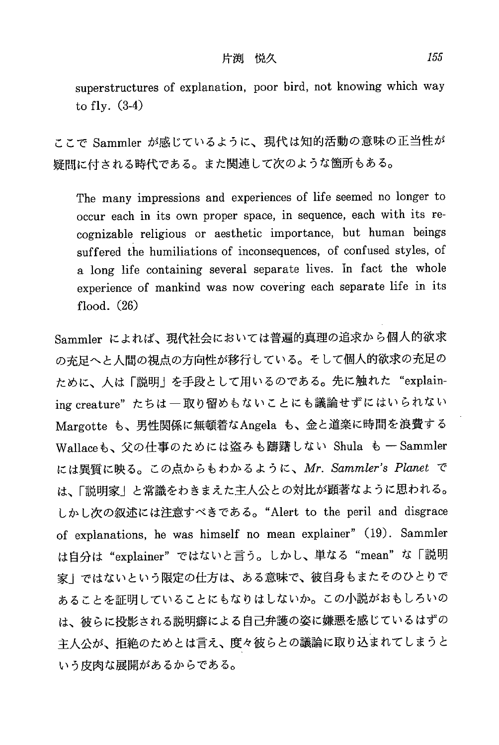> superstructures of explanation, poor bird, not knowing which way to fly. (3-4)

ここで Sammler が感じているように、現代は知的活動の意味の正当性が疑問に付される時代である。また関連して次のような箇所もある。

> The many impressions and experiences of life seemed no longer to occur each in its own proper space, in sequence, each with its recognizable religious or aesthetic importance, but human beings suffered the humiliations of inconsequences, of confused styles, of a long life containing several separate lives. In fact the whole experience of mankind was now covering each separate life in its flood. (26)

Sammler によれば、現代社会においては普遍的真理の追求から個人的欲求の充足へと人間の視点の方向性が移行している。そして個人的欲求の充足のために、人は「説明」を手段として用いるのである。先に触れた "explaining creature" たちは ― 取り留めもないことにも議論せずにはいられない Margotte も、男性関係に無頓着なAngela も、金と道楽に時間を浪費するWallaceも、父の仕事のためには盗みも躊躇しない Shula も ― Sammler には異質に映る。この点からもわかるように、*Mr. Sammler's Planet* では、「説明家」と常識をわきまえた主人公との対比が顕著なように思われる。しかし次の叙述には注意すべきである。"Alert to the peril and disgrace of explanations, he was himself no mean explainer" (19). Sammler は自分は "explainer" ではないと言う。しかし、単なる "mean" な「説明家」ではないという限定の仕方は、ある意味で、彼自身もまたそのひとりであることを証明していることにもなりはしないか。この小説がおもしろいのは、彼らに投影される説明癖による自己弁護の姿に嫌悪を感じているはずの主人公が、拒絶のためとは言え、度々彼らとの議論に取り込まれてしまうという皮肉な展開があるからである。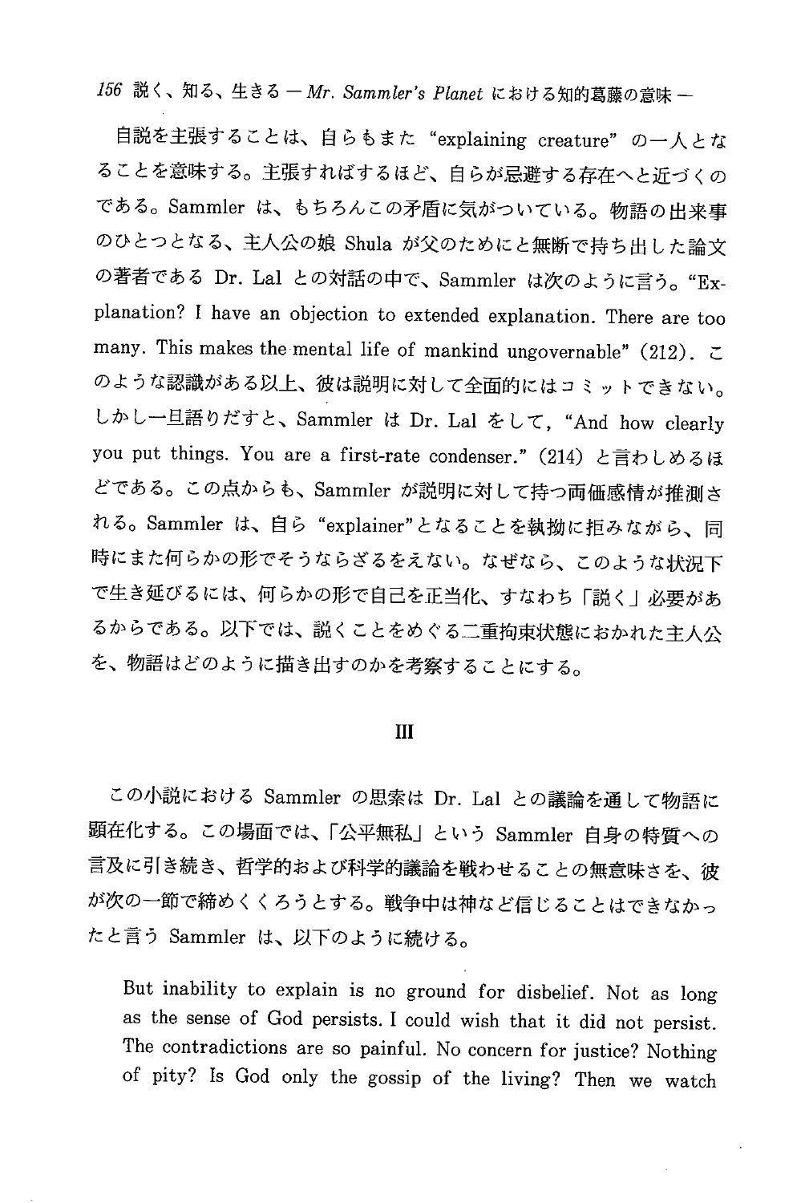自説を主張することは、自らもまた "explaining creature" の一人となることを意味する。主張すればするほど、自らが忌避する存在へと近づくのである。Sammler は、もちろんこの矛盾に気がついている。物語の出来事のひとつとなる、主人公の娘 Shula が父のためにと無断で持ち出した論文の著者である Dr. Lal との対話の中で、Sammler は次のように言う。"Explanation? I have an objection to extended explanation. There are too many. This makes the mental life of mankind ungovernable" (212). このような認識がある以上、彼は説明に対して全面的にはコミットできない。しかし一旦語りだすと、Sammler は Dr. Lal をして，"And how clearly you put things. You are a first-rate condenser." (214) と言わしめるほどである。この点からも、Sammler が説明に対して持つ両価感情が推測される。Sammler は、自ら "explainer"となることを執拗に拒みながら、同時にまた何らかの形でそうならざるをえない。なぜなら、このような状況下で生き延びるには、何らかの形で自己を正当化、すなわち「説く」必要があるからである。以下では、説くことをめぐる二重拘束状態におかれた主人公を、物語はどのように描き出すのかを考察することにする。

## III

この小説における Sammler の思索は Dr. Lal との議論を通して物語に顕在化する。この場面では、「公平無私」という Sammler 自身の特質への言及に引き続き、哲学的および科学的議論を戦わせることの無意味さを、彼が次の一節で締めくくろうとする。戦争中は神など信じることはできなかったと言う Sammler は、以下のように続ける。

> But inability to explain is no ground for disbelief. Not as long as the sense of God persists. I could wish that it did not persist. The contradictions are so painful. No concern for justice? Nothing of pity? Is God only the gossip of the living? Then we watch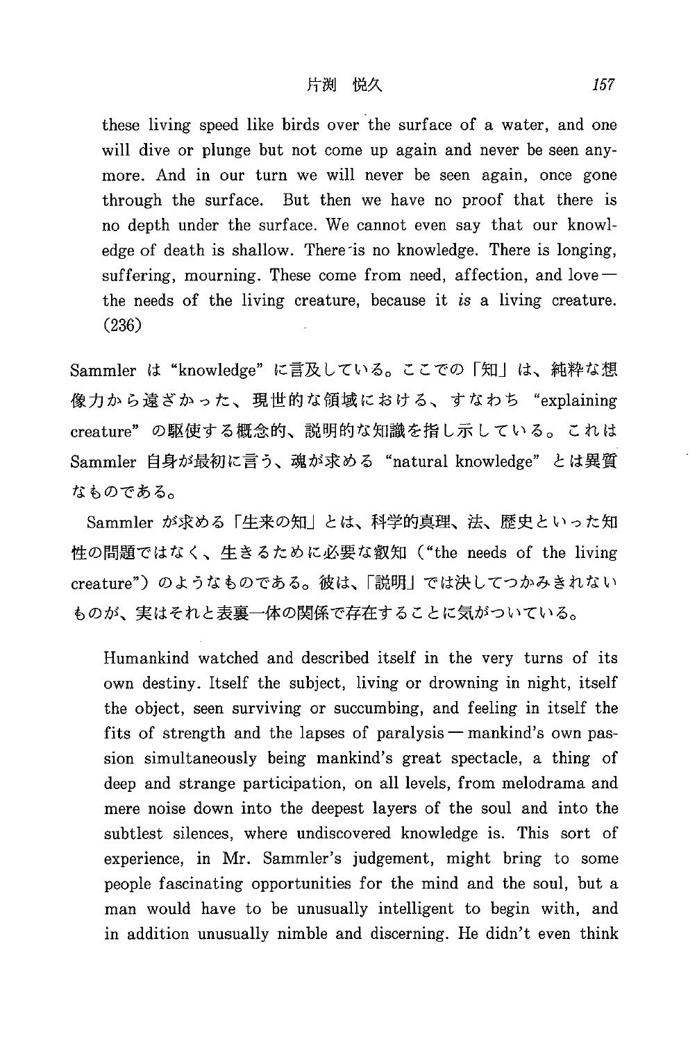> these living speed like birds over the surface of a water, and one will dive or plunge but not come up again and never be seen anymore. And in our turn we will never be seen again, once gone through the surface. But then we have no proof that there is no depth under the surface. We cannot even say that our knowledge of death is shallow. There is no knowledge. There is longing, suffering, mourning. These come from need, affection, and love— the needs of the living creature, because it *is* a living creature. (236)

Sammler は "knowledge" に言及している。ここでの「知」は、純粋な想像力から遠ざかった、現世的な領域における、すなわち "explaining creature" の駆使する概念的、説明的な知識を指し示している。これは Sammler 自身が最初に言う、魂が求める "natural knowledge" とは異質なものである。

Sammler が求める「生来の知」とは、科学的真理、法、歴史といった知性の問題ではなく、生きるために必要な叡知（"the needs of the living creature"）のようなものである。彼は、「説明」では決してつかみきれないものが、実はそれと表裏一体の関係で存在することに気がついている。

> Humankind watched and described itself in the very turns of its own destiny. Itself the subject, living or drowning in night, itself the object, seen surviving or succumbing, and feeling in itself the fits of strength and the lapses of paralysis— mankind's own passion simultaneously being mankind's great spectacle, a thing of deep and strange participation, on all levels, from melodrama and mere noise down into the deepest layers of the soul and into the subtlest silences, where undiscovered knowledge is. This sort of experience, in Mr. Sammler's judgement, might bring to some people fascinating opportunities for the mind and the soul, but a man would have to be unusually intelligent to begin with, and in addition unusually nimble and discerning. He didn't even think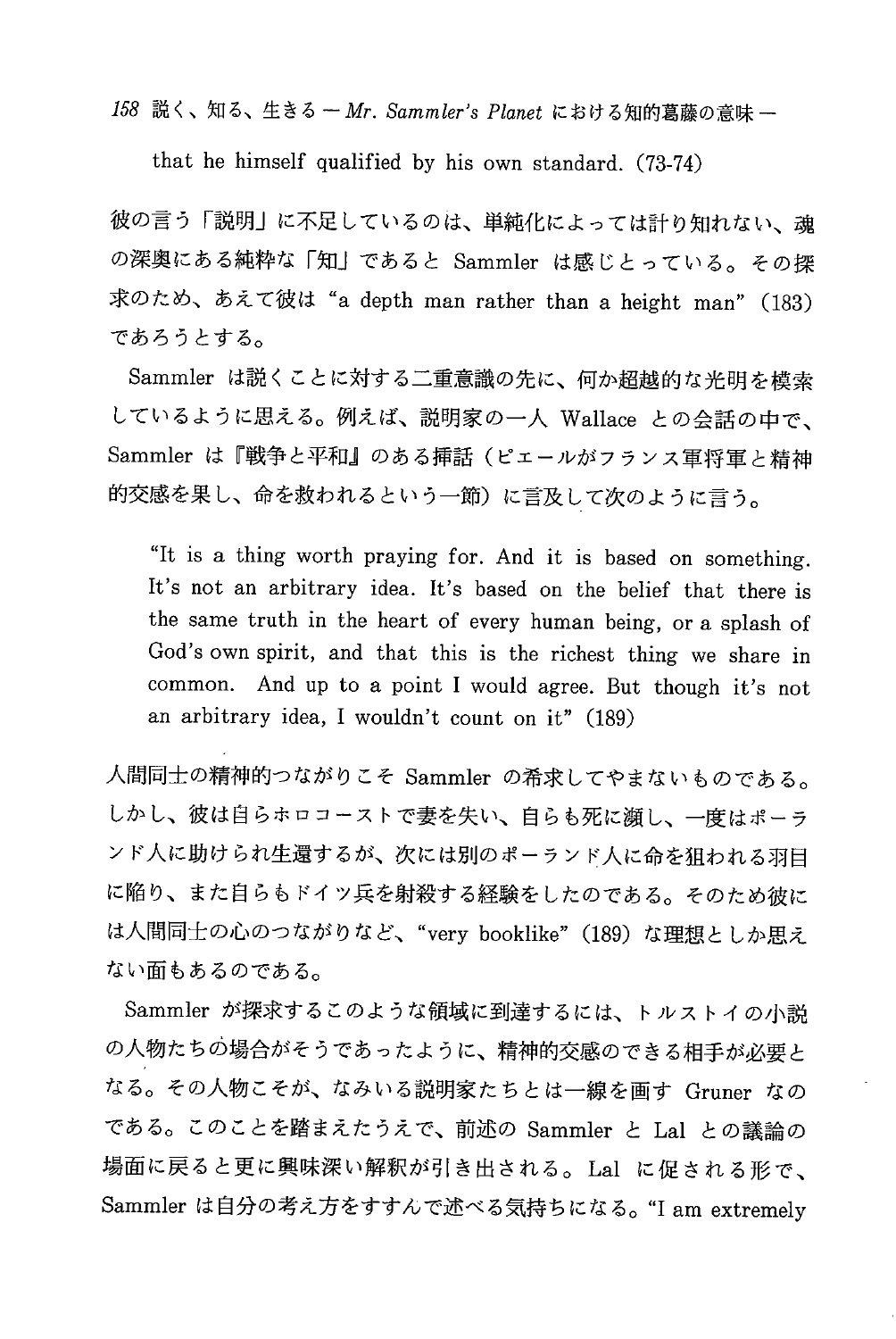that he himself qualified by his own standard. (73-74)

彼の言う「説明」に不足しているのは、単純化によっては計り知れない、魂の深奥にある純粋な「知」であると Sammler は感じとっている。その探求のため、あえて彼は "a depth man rather than a height man" (183) であろうとする。

Sammler は説くことに対する二重意識の先に、何か超越的な光明を模索しているように思える。例えば、説明家の一人 Wallace との会話の中で、Sammler は『戦争と平和』のある挿話（ピエールがフランス軍将軍と精神的交感を果し、命を救われるという一節）に言及して次のように言う。

> "It is a thing worth praying for. And it is based on something. It's not an arbitrary idea. It's based on the belief that there is the same truth in the heart of every human being, or a splash of God's own spirit, and that this is the richest thing we share in common. And up to a point I would agree. But though it's not an arbitrary idea, I wouldn't count on it" (189)

人間同士の精神的つながりこそ Sammler の希求してやまないものである。しかし、彼は自らホロコーストで妻を失い、自らも死に瀕し、一度はポーランド人に助けられ生還するが、次には別のポーランド人に命を狙われる羽目に陥り、また自らもドイツ兵を射殺する経験をしたのである。そのため彼には人間同士の心のつながりなど、"very booklike" (189) な理想としか思えない面もあるのである。

Sammler が探求するこのような領域に到達するには、トルストイの小説の人物たちの場合がそうであったように、精神的交感のできる相手が必要となる。その人物こそが、なみいる説明家たちとは一線を画す Gruner なのである。このことを踏まえたうえで、前述の Sammler と Lal との議論の場面に戻ると更に興味深い解釈が引き出される。Lal に促される形で、Sammler は自分の考え方をすすんで述べる気持ちになる。"I am extremely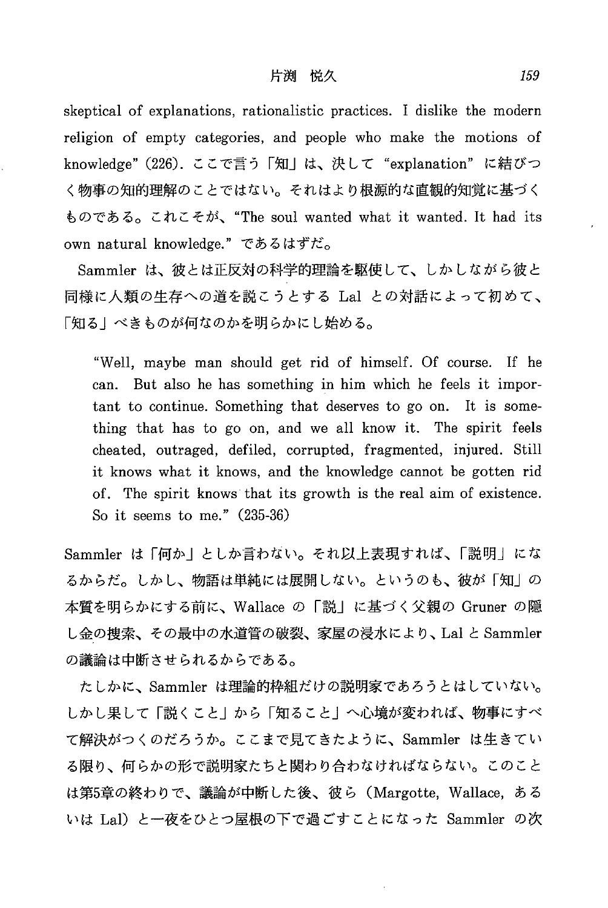skeptical of explanations, rationalistic practices. I dislike the modern religion of empty categories, and people who make the motions of knowledge" (226). ここで言う「知」は、決して "explanation" に結びつく物事の知的理解のことではない。それはより根源的な直観的知覚に基づくものである。これこそが、"The soul wanted what it wanted. It had its own natural knowledge." であるはずだ。

Sammler は、彼とは正反対の科学的理論を駆使して、しかしながら彼と同様に人類の生存への道を説こうとする Lal との対話によって初めて、「知る」べきものが何なのかを明らかにし始める。

> "Well, maybe man should get rid of himself. Of course. If he can. But also he has something in him which he feels it important to continue. Something that deserves to go on. It is something that has to go on, and we all know it. The spirit feels cheated, outraged, defiled, corrupted, fragmented, injured. Still it knows what it knows, and the knowledge cannot be gotten rid of. The spirit knows that its growth is the real aim of existence. So it seems to me." (235-36)

Sammler は「何か」としか言わない。それ以上表現すれば、「説明」になるからだ。しかし、物語は単純には展開しない。というのも、彼が「知」の本質を明らかにする前に、Wallace の「説」に基づく父親の Gruner の隠し金の捜索、その最中の水道管の破裂、家屋の浸水により、Lal と Sammler の議論は中断させられるからである。

たしかに、Sammler は理論的枠組だけの説明家であろうとはしていない。しかし果して「説くこと」から「知ること」へ心境が変われば、物事にすべて解決がつくのだろうか。ここまで見てきたように、Sammler は生きている限り、何らかの形で説明家たちと関わり合わなければならない。このことは第5章の終わりで、議論が中断した後、彼ら（Margotte, Wallace, あるいは Lal）と一夜をひとつ屋根の下で過ごすことになった Sammler の次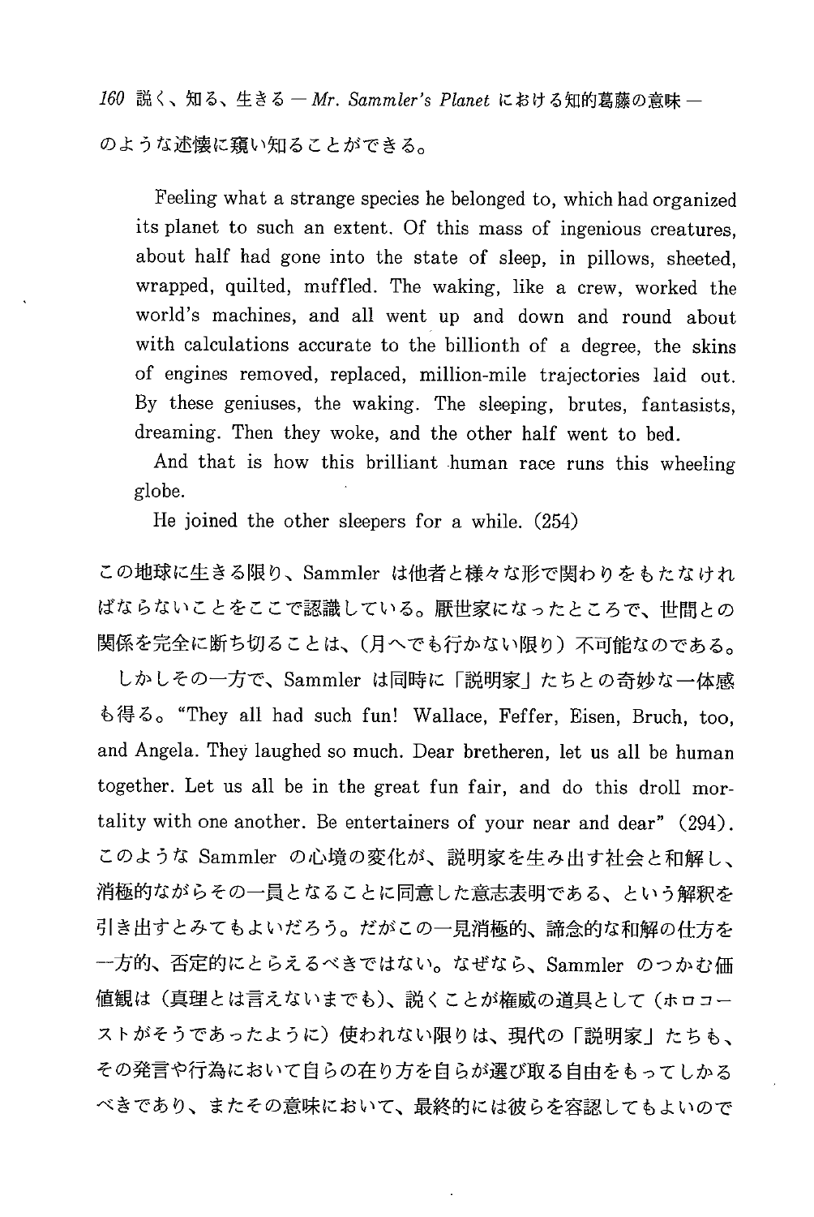のような述懐に窺い知ることができる。

> Feeling what a strange species he belonged to, which had organized its planet to such an extent. Of this mass of ingenious creatures, about half had gone into the state of sleep, in pillows, sheeted, wrapped, quilted, muffled. The waking, like a crew, worked the world's machines, and all went up and down and round about with calculations accurate to the billionth of a degree, the skins of engines removed, replaced, million-mile trajectories laid out. By these geniuses, the waking. The sleeping, brutes, fantasists, dreaming. Then they woke, and the other half went to bed.
>
> And that is how this brilliant human race runs this wheeling globe.
>
> He joined the other sleepers for a while. (254)

この地球に生きる限り、Sammler は他者と様々な形で関わりをもたなければならないことをここで認識している。厭世家になったところで、世間との関係を完全に断ち切ることは、(月へでも行かない限り) 不可能なのである。

しかしその一方で、Sammler は同時に「説明家」たちとの奇妙な一体感も得る。"They all had such fun! Wallace, Feffer, Eisen, Bruch, too, and Angela. They laughed so much. Dear bretheren, let us all be human together. Let us all be in the great fun fair, and do this droll mortality with one another. Be entertainers of your near and dear" (294). このような Sammler の心境の変化が、説明家を生み出す社会と和解し、消極的ながらその一員となることに同意した意志表明である、という解釈を引き出すとみてもよいだろう。だがこの一見消極的、諦念的な和解の仕方を一方的、否定的にとらえるべきではない。なぜなら、Sammler のつかむ価値観は (真理とは言えないまでも)、説くことが権威の道具として (ホロコーストがそうであったように) 使われない限りは、現代の「説明家」たちも、その発言や行為において自らの在り方を自らが選び取る自由をもってしかるべきであり、またその意味において、最終的には彼らを容認してもよいので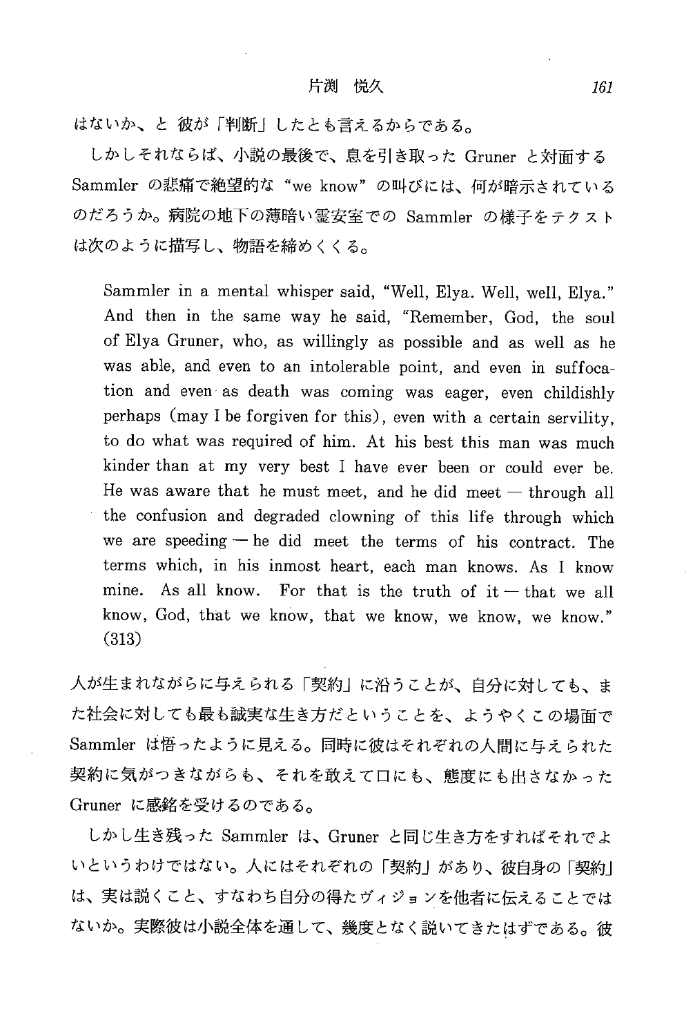はないか、と 彼が「判断」したとも言えるからである。

しかしそれならば、小説の最後で、息を引き取った Gruner と対面する Sammler の悲痛で絶望的な "we know" の叫びには、何が暗示されているのだろうか。病院の地下の薄暗い霊安室での Sammler の様子をテクストは次のように描写し、物語を締めくくる。

> Sammler in a mental whisper said, "Well, Elya. Well, well, Elya." And then in the same way he said, "Remember, God, the soul of Elya Gruner, who, as willingly as possible and as well as he was able, and even to an intolerable point, and even in suffocation and even as death was coming was eager, even childishly perhaps (may I be forgiven for this), even with a certain servility, to do what was required of him. At his best this man was much kinder than at my very best I have ever been or could ever be. He was aware that he must meet, and he did meet — through all the confusion and degraded clowning of this life through which we are speeding — he did meet the terms of his contract. The terms which, in his inmost heart, each man knows. As I know mine. As all know. For that is the truth of it — that we all know, God, that we know, that we know, we know, we know." (313)

人が生まれながらに与えられる「契約」に沿うことが、自分に対しても、また社会に対しても最も誠実な生き方だということを、ようやくこの場面で Sammler は悟ったように見える。同時に彼はそれぞれの人間に与えられた契約に気がつきながらも、それを敢えて口にも、態度にも出さなかった Gruner に感銘を受けるのである。

しかし生き残った Sammler は、Gruner と同じ生き方をすればそれでよいというわけではない。人にはそれぞれの「契約」があり、彼自身の「契約」は、実は説くこと、すなわち自分の得たヴィジョンを他者に伝えることではないか。実際彼は小説全体を通して、幾度となく説いてきたはずである。彼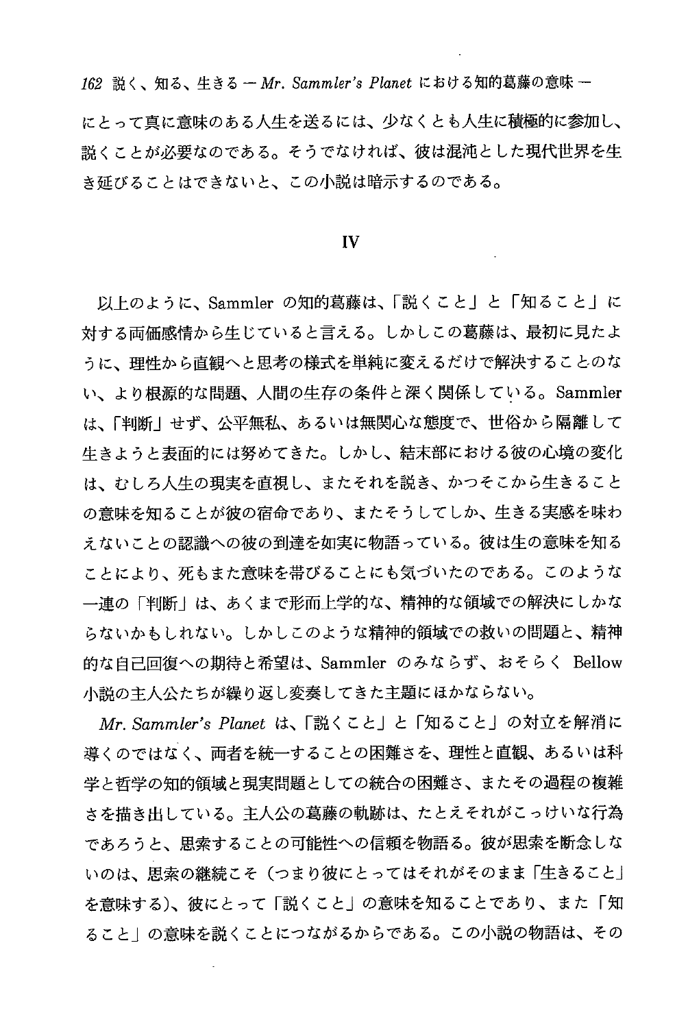にとって真に意味のある人生を送るには、少なくとも人生に積極的に参加し、説くことが必要なのである。そうでなければ、彼は混沌とした現代世界を生き延びることはできないと、この小説は暗示するのである。

## IV

以上のように、Sammler の知的葛藤は、「説くこと」と「知ること」に対する両価感情から生じていると言える。しかしこの葛藤は、最初に見たように、理性から直観へと思考の様式を単純に変えるだけで解決することのない、より根源的な問題、人間の生存の条件と深く関係している。Sammler は、「判断」せず、公平無私、あるいは無関心な態度で、世俗から隔離して生きようと表面的には努めてきた。しかし、結末部における彼の心境の変化は、むしろ人生の現実を直視し、またそれを説き、かつそこから生きることの意味を知ることが彼の宿命であり、またそうしてしか、生きる実感を味わえないことの認識への彼の到達を如実に物語っている。彼は生の意味を知ることにより、死もまた意味を帯びることにも気づいたのである。このような一連の「判断」は、あくまで形而上学的な、精神的な領域での解決にしかならないかもしれない。しかしこのような精神的領域での救いの問題と、精神的な自己回復への期待と希望は、Sammler のみならず、おそらく Bellow 小説の主人公たちが繰り返し変奏してきた主題にほかならない。

*Mr. Sammler's Planet* は、「説くこと」と「知ること」の対立を解消に導くのではなく、両者を統一することの困難さを、理性と直観、あるいは科学と哲学の知的領域と現実問題としての統合の困難さ、またその過程の複雑さを描き出している。主人公の葛藤の軌跡は、たとえそれがこっけいな行為であろうと、思索することの可能性への信頼を物語る。彼が思索を断念しないのは、思索の継続こそ（つまり彼にとってはそれがそのまま「生きること」を意味する）、彼にとって「説くこと」の意味を知ることであり、また「知ること」の意味を説くことにつながるからである。この小説の物語は、その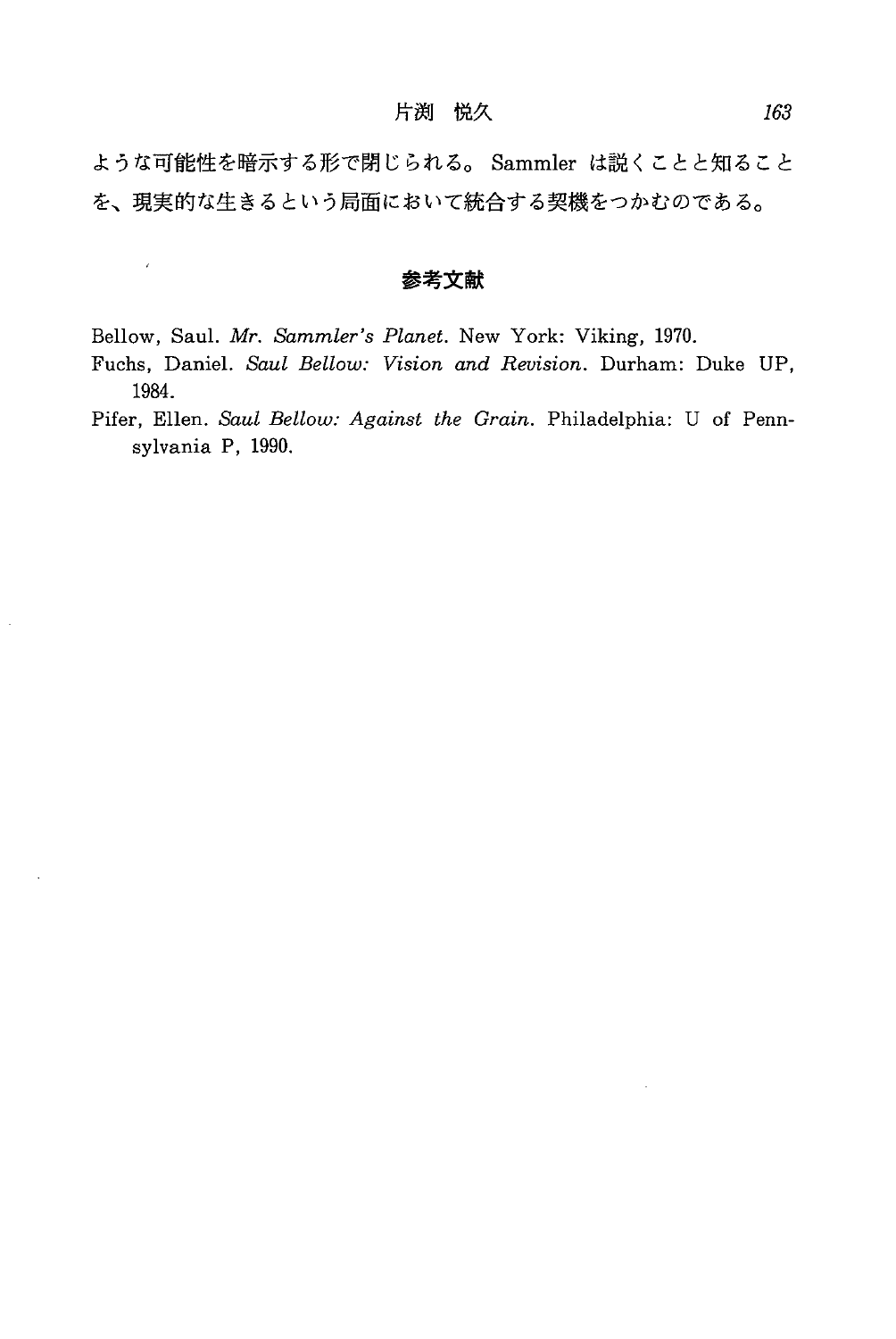ような可能性を暗示する形で閉じられる。 Sammler は説くことと知ることを、現実的な生きるという局面において統合する契機をつかむのである。

## 参考文献

Bellow, Saul. *Mr. Sammler's Planet*. New York: Viking, 1970.

Fuchs, Daniel. *Saul Bellow: Vision and Revision*. Durham: Duke UP, 1984.

Pifer, Ellen. *Saul Bellow: Against the Grain*. Philadelphia: U of Pennsylvania P, 1990.